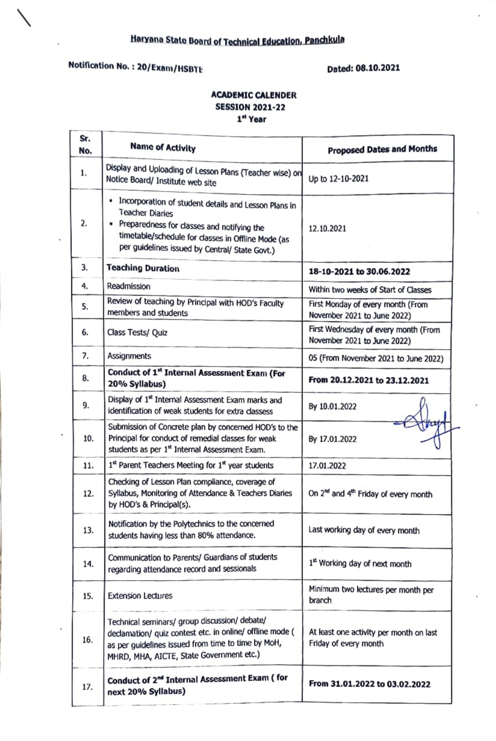**Haryana State Board of Technical Education, Panchkula**

**Notification No. : 20/Exam/HSBTE** **Dated: 08.10.2021**

**ACADEMIC CALENDER**
**SESSION 2021-22**
**1st Year**

| Sr. No. | Name of Activity | Proposed Dates and Months |
|---|---|---|
| 1. | Display and Uploading of Lesson Plans (Teacher wise) on Notice Board/ Institute web site | Up to 12-10-2021 |
| 2. | • Incorporation of student details and Lesson Plans in Teacher Diaries<br>• Preparedness for classes and notifying the timetable/schedule for classes in Offline Mode (as per guidelines issued by Central/ State Govt.) | 12.10.2021 |
| 3. | **Teaching Duration** | **18-10-2021 to 30.06.2022** |
| 4. | Readmission | Within two weeks of Start of Classes |
| 5. | Review of teaching by Principal with HOD's Faculty members and students | First Monday of every month (From November 2021 to June 2022) |
| 6. | Class Tests/ Quiz | First Wednesday of every month (From November 2021 to June 2022) |
| 7. | Assignments | 05 (From November 2021 to June 2022) |
| 8. | **Conduct of 1st Internal Assessment Exam (For 20% Syllabus)** | **From 20.12.2021 to 23.12.2021** |
| 9. | Display of 1st Internal Assessment Exam marks and identification of weak students for extra classes | By 10.01.2022 |
| 10. | Submission of Concrete plan by concerned HOD's to the Principal for conduct of remedial classes for weak students as per 1st Internal Assessment Exam. | By 17.01.2022 |
| 11. | 1st Parent Teachers Meeting for 1st year students | 17.01.2022 |
| 12. | Checking of Lesson Plan compliance, coverage of Syllabus, Monitoring of Attendance & Teachers Diaries by HOD's & Principal(s). | On 2nd and 4th Friday of every month |
| 13. | Notification by the Polytechnics to the concerned students having less than 80% attendance. | Last working day of every month |
| 14. | Communication to Parents/ Guardians of students regarding attendance record and sessionals | 1st Working day of next month |
| 15. | Extension Lectures | Minimum two lectures per month per branch |
| 16. | Technical seminars/ group discussion/ debate/ declamation/ quiz contest etc. in online/ offline mode ( as per guidelines issued from time to time by MoH, MHRD, MHA, AICTE, State Government etc.) | At least one activity per month on last Friday of every month |
| 17. | **Conduct of 2nd Internal Assessment Exam ( for next 20% Syllabus)** | **From 31.01.2022 to 03.02.2022** |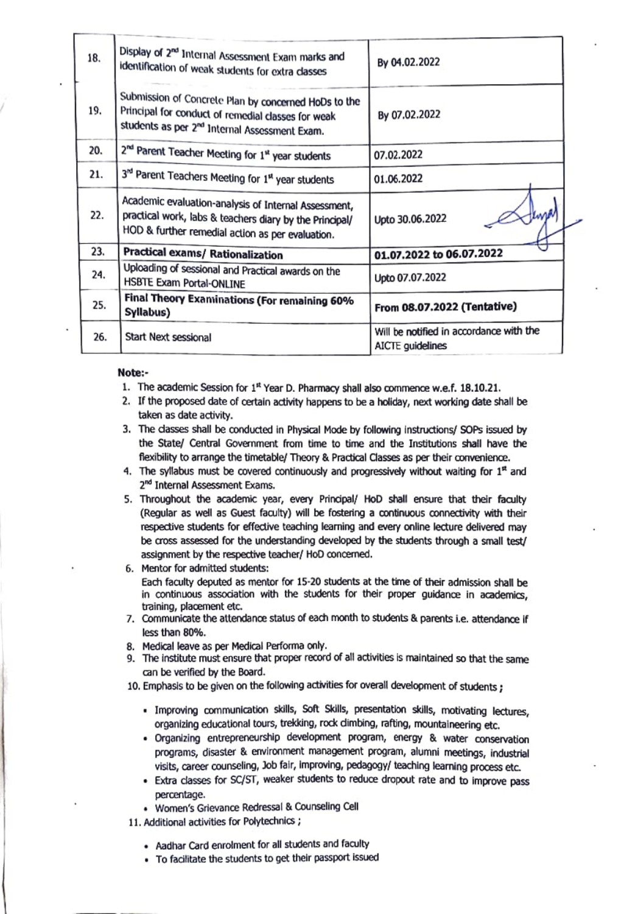| | | |
|---|---|---|
| 18. | Display of 2nd Internal Assessment Exam marks and identification of weak students for extra classes | By 04.02.2022 |
| 19. | Submission of Concrete Plan by concerned HoDs to the Principal for conduct of remedial classes for weak students as per 2nd Internal Assessment Exam. | By 07.02.2022 |
| 20. | 2nd Parent Teacher Meeting for 1st year students | 07.02.2022 |
| 21. | 3rd Parent Teachers Meeting for 1st year students | 01.06.2022 |
| 22. | Academic evaluation-analysis of Internal Assessment, practical work, labs & teachers diary by the Principal/ HOD & further remedial action as per evaluation. | Upto 30.06.2022 |
| 23. | **Practical exams/ Rationalization** | **01.07.2022 to 06.07.2022** |
| 24. | Uploading of sessional and Practical awards on the HSBTE Exam Portal-ONLINE | Upto 07.07.2022 |
| 25. | **Final Theory Examinations (For remaining 60% Syllabus)** | **From 08.07.2022 (Tentative)** |
| 26. | Start Next sessional | Will be notified in accordance with the AICTE guidelines |

**Note:-**

1. The academic Session for 1st Year D. Pharmacy shall also commence w.e.f. 18.10.21.
2. If the proposed date of certain activity happens to be a holiday, next working date shall be taken as date activity.
3. The classes shall be conducted in Physical Mode by following instructions/ SOPs issued by the State/ Central Government from time to time and the Institutions shall have the flexibility to arrange the timetable/ Theory & Practical Classes as per their convenience.
4. The syllabus must be covered continuously and progressively without waiting for 1st and 2nd Internal Assessment Exams.
5. Throughout the academic year, every Principal/ HoD shall ensure that their faculty (Regular as well as Guest faculty) will be fostering a continuous connectivity with their respective students for effective teaching learning and every online lecture delivered may be cross assessed for the understanding developed by the students through a small test/ assignment by the respective teacher/ HoD concerned.
6. Mentor for admitted students:
   Each faculty deputed as mentor for 15-20 students at the time of their admission shall be in continuous association with the students for their proper guidance in academics, training, placement etc.
7. Communicate the attendance status of each month to students & parents i.e. attendance if less than 80%.
8. Medical leave as per Medical Performa only.
9. The institute must ensure that proper record of all activities is maintained so that the same can be verified by the Board.
10. Emphasis to be given on the following activities for overall development of students ;
    - Improving communication skills, Soft Skills, presentation skills, motivating lectures, organizing educational tours, trekking, rock climbing, rafting, mountaineering etc.
    - Organizing entrepreneurship development program, energy & water conservation programs, disaster & environment management program, alumni meetings, industrial visits, career counseling, Job fair, improving, pedagogy/ teaching learning process etc.
    - Extra classes for SC/ST, weaker students to reduce dropout rate and to improve pass percentage.
    - Women's Grievance Redressal & Counseling Cell
11. Additional activities for Polytechnics ;
    - Aadhar Card enrolment for all students and faculty
    - To facilitate the students to get their passport issued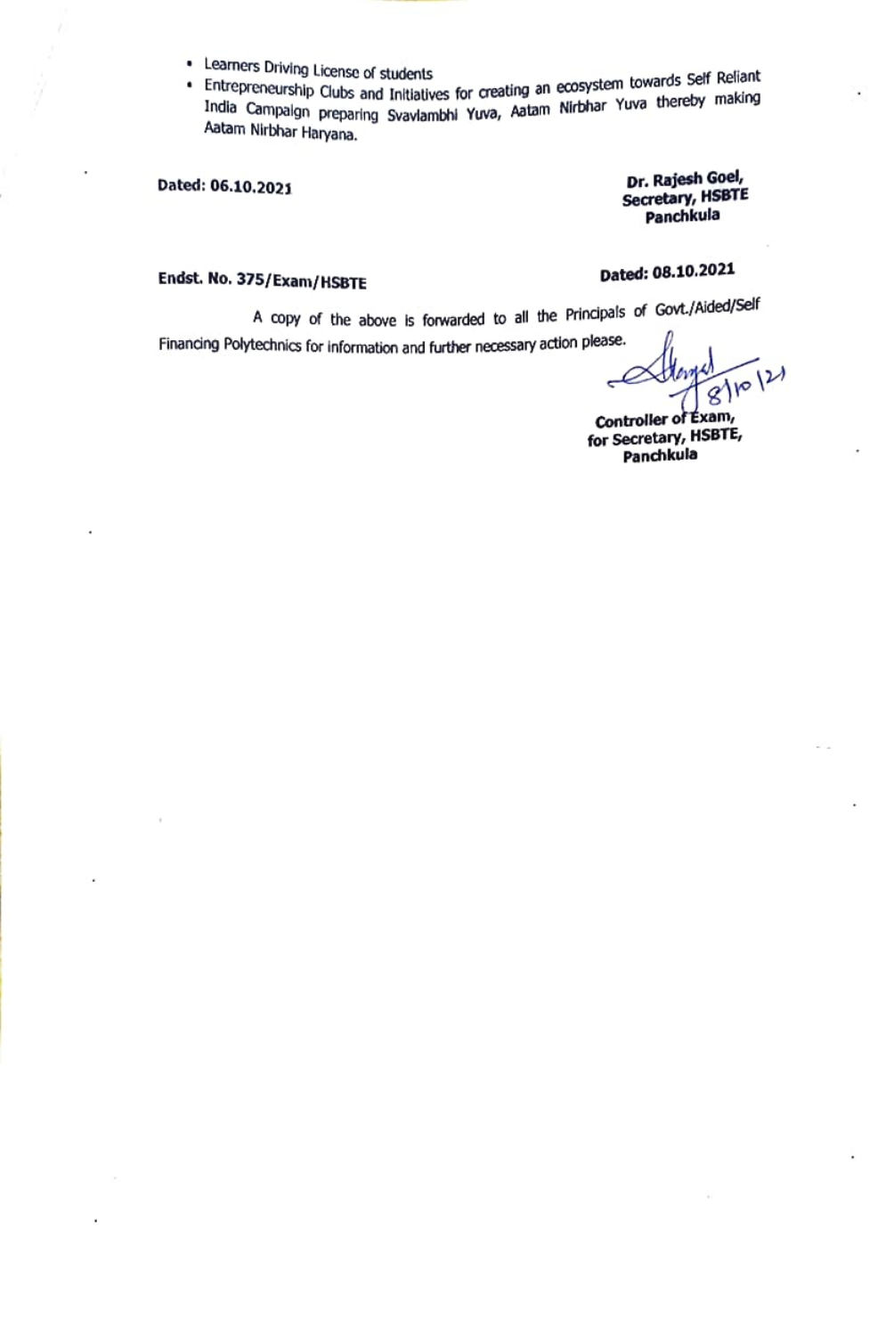- Learners Driving License of students
- Entrepreneurship Clubs and Initiatives for creating an ecosystem towards Self Reliant India Campaign preparing Svavlambhi Yuva, Aatam Nirbhar Yuva thereby making Aatam Nirbhar Haryana.

**Dated: 06.10.2021**

**Dr. Rajesh Goel,**
**Secretary, HSBTE**
**Panchkula**

**Endst. No. 375/Exam/HSBTE** **Dated: 08.10.2021**

A copy of the above is forwarded to all the Principals of Govt./Aided/Self Financing Polytechnics for information and further necessary action please.

8/10/21

**Controller of Exam,**
**for Secretary, HSBTE,**
**Panchkula**